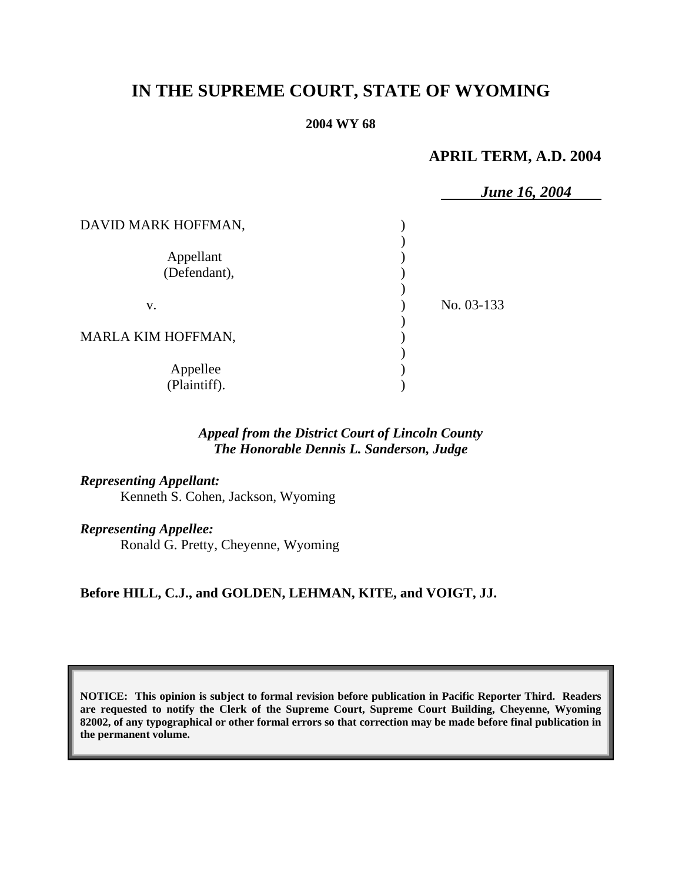# IN THE SUPREME COURT, STATE OF WYOMING

**2004 WY 68**

**APRIL TERM, A.D. 2004**

***June 16, 2004***

| | | |
|---|---|---|
| DAVID MARK HOFFMAN,<br><br>Appellant<br>(Defendant), | ) | |
| v. | ) | No. 03-133 |
| MARLA KIM HOFFMAN,<br><br>Appellee<br>(Plaintiff). | ) | |

***Appeal from the District Court of Lincoln County***
***The Honorable Dennis L. Sanderson, Judge***

***Representing Appellant:***
Kenneth S. Cohen, Jackson, Wyoming

***Representing Appellee:***
Ronald G. Pretty, Cheyenne, Wyoming

**Before HILL, C.J., and GOLDEN, LEHMAN, KITE, and VOIGT, JJ.**

**NOTICE: This opinion is subject to formal revision before publication in Pacific Reporter Third. Readers are requested to notify the Clerk of the Supreme Court, Supreme Court Building, Cheyenne, Wyoming 82002, of any typographical or other formal errors so that correction may be made before final publication in the permanent volume.**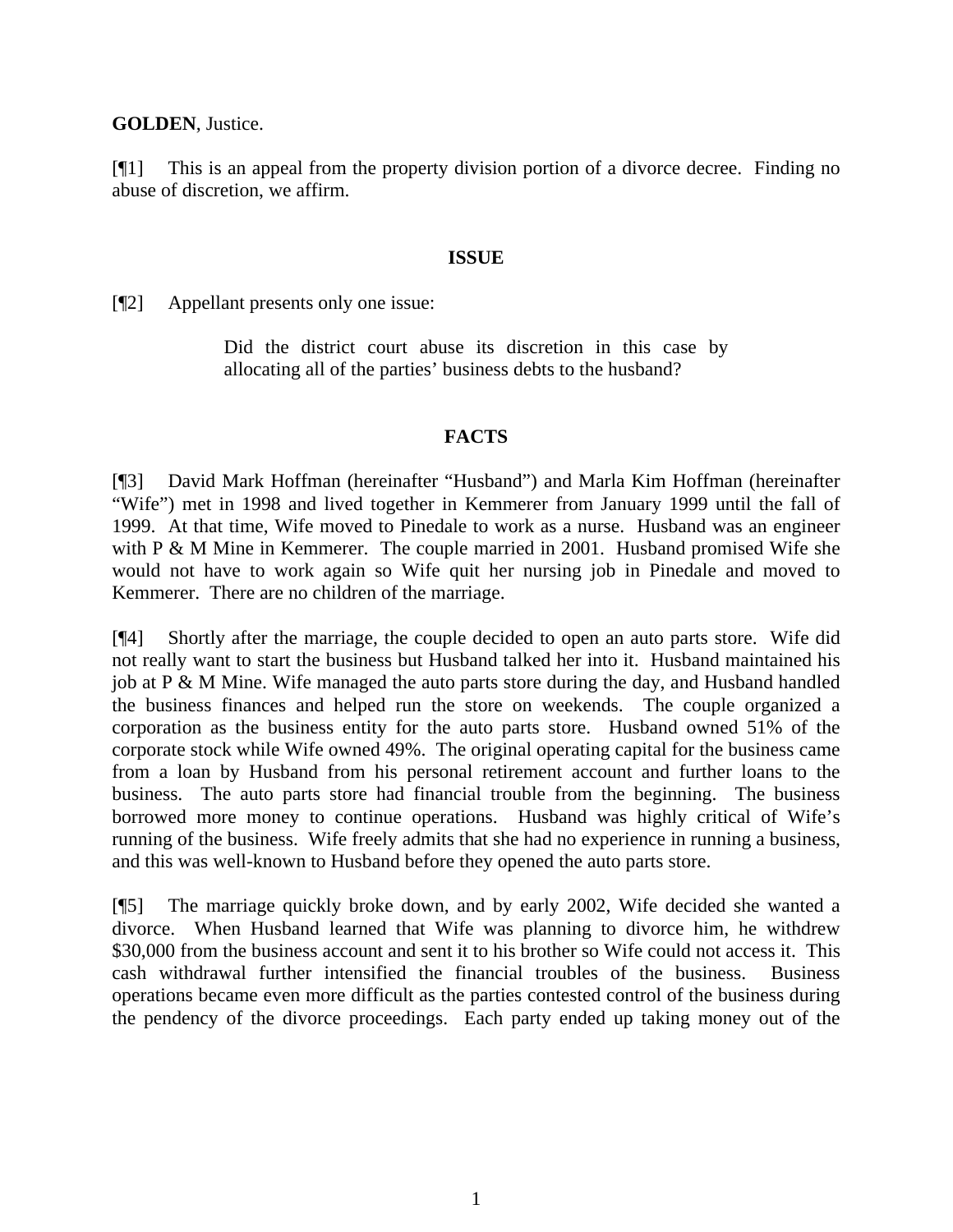**GOLDEN**, Justice.

[¶1] This is an appeal from the property division portion of a divorce decree. Finding no abuse of discretion, we affirm.

## ISSUE

[¶2] Appellant presents only one issue:

> Did the district court abuse its discretion in this case by allocating all of the parties' business debts to the husband?

## FACTS

[¶3] David Mark Hoffman (hereinafter "Husband") and Marla Kim Hoffman (hereinafter "Wife") met in 1998 and lived together in Kemmerer from January 1999 until the fall of 1999. At that time, Wife moved to Pinedale to work as a nurse. Husband was an engineer with P & M Mine in Kemmerer. The couple married in 2001. Husband promised Wife she would not have to work again so Wife quit her nursing job in Pinedale and moved to Kemmerer. There are no children of the marriage.

[¶4] Shortly after the marriage, the couple decided to open an auto parts store. Wife did not really want to start the business but Husband talked her into it. Husband maintained his job at P & M Mine. Wife managed the auto parts store during the day, and Husband handled the business finances and helped run the store on weekends. The couple organized a corporation as the business entity for the auto parts store. Husband owned 51% of the corporate stock while Wife owned 49%. The original operating capital for the business came from a loan by Husband from his personal retirement account and further loans to the business. The auto parts store had financial trouble from the beginning. The business borrowed more money to continue operations. Husband was highly critical of Wife's running of the business. Wife freely admits that she had no experience in running a business, and this was well-known to Husband before they opened the auto parts store.

[¶5] The marriage quickly broke down, and by early 2002, Wife decided she wanted a divorce. When Husband learned that Wife was planning to divorce him, he withdrew $30,000 from the business account and sent it to his brother so Wife could not access it. This cash withdrawal further intensified the financial troubles of the business. Business operations became even more difficult as the parties contested control of the business during the pendency of the divorce proceedings. Each party ended up taking money out of the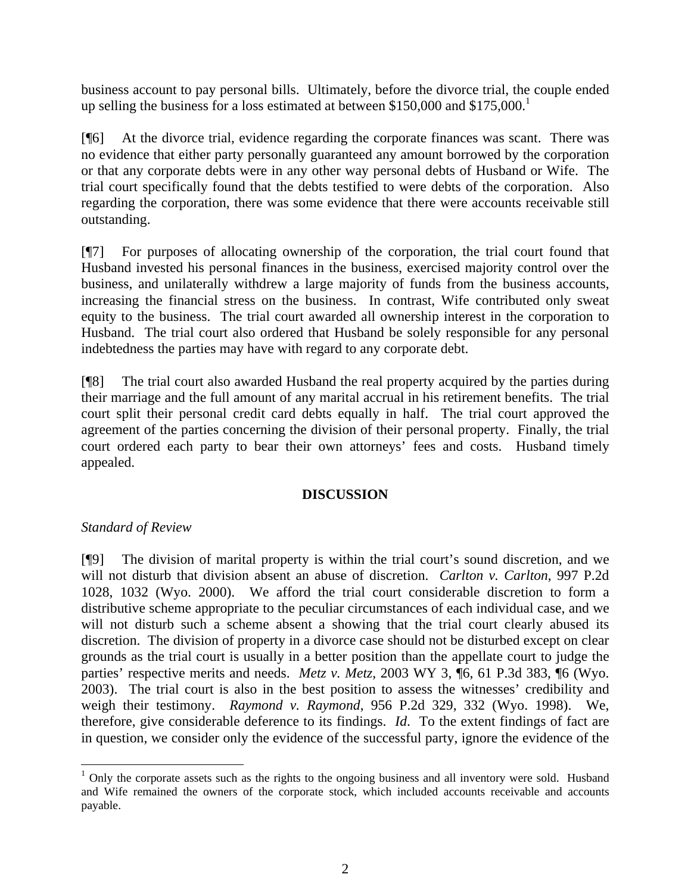business account to pay personal bills. Ultimately, before the divorce trial, the couple ended up selling the business for a loss estimated at between $150,000 and $175,000.[1]

[¶6] At the divorce trial, evidence regarding the corporate finances was scant. There was no evidence that either party personally guaranteed any amount borrowed by the corporation or that any corporate debts were in any other way personal debts of Husband or Wife. The trial court specifically found that the debts testified to were debts of the corporation. Also regarding the corporation, there was some evidence that there were accounts receivable still outstanding.

[¶7] For purposes of allocating ownership of the corporation, the trial court found that Husband invested his personal finances in the business, exercised majority control over the business, and unilaterally withdrew a large majority of funds from the business accounts, increasing the financial stress on the business. In contrast, Wife contributed only sweat equity to the business. The trial court awarded all ownership interest in the corporation to Husband. The trial court also ordered that Husband be solely responsible for any personal indebtedness the parties may have with regard to any corporate debt.

[¶8] The trial court also awarded Husband the real property acquired by the parties during their marriage and the full amount of any marital accrual in his retirement benefits. The trial court split their personal credit card debts equally in half. The trial court approved the agreement of the parties concerning the division of their personal property. Finally, the trial court ordered each party to bear their own attorneys' fees and costs. Husband timely appealed.

## DISCUSSION

*Standard of Review*

[¶9] The division of marital property is within the trial court's sound discretion, and we will not disturb that division absent an abuse of discretion. *Carlton v. Carlton*, 997 P.2d 1028, 1032 (Wyo. 2000). We afford the trial court considerable discretion to form a distributive scheme appropriate to the peculiar circumstances of each individual case, and we will not disturb such a scheme absent a showing that the trial court clearly abused its discretion. The division of property in a divorce case should not be disturbed except on clear grounds as the trial court is usually in a better position than the appellate court to judge the parties' respective merits and needs. *Metz v. Metz*, 2003 WY 3, ¶6, 61 P.3d 383, ¶6 (Wyo. 2003). The trial court is also in the best position to assess the witnesses' credibility and weigh their testimony. *Raymond v. Raymond*, 956 P.2d 329, 332 (Wyo. 1998). We, therefore, give considerable deference to its findings. *Id*. To the extent findings of fact are in question, we consider only the evidence of the successful party, ignore the evidence of the

[1] Only the corporate assets such as the rights to the ongoing business and all inventory were sold. Husband and Wife remained the owners of the corporate stock, which included accounts receivable and accounts payable.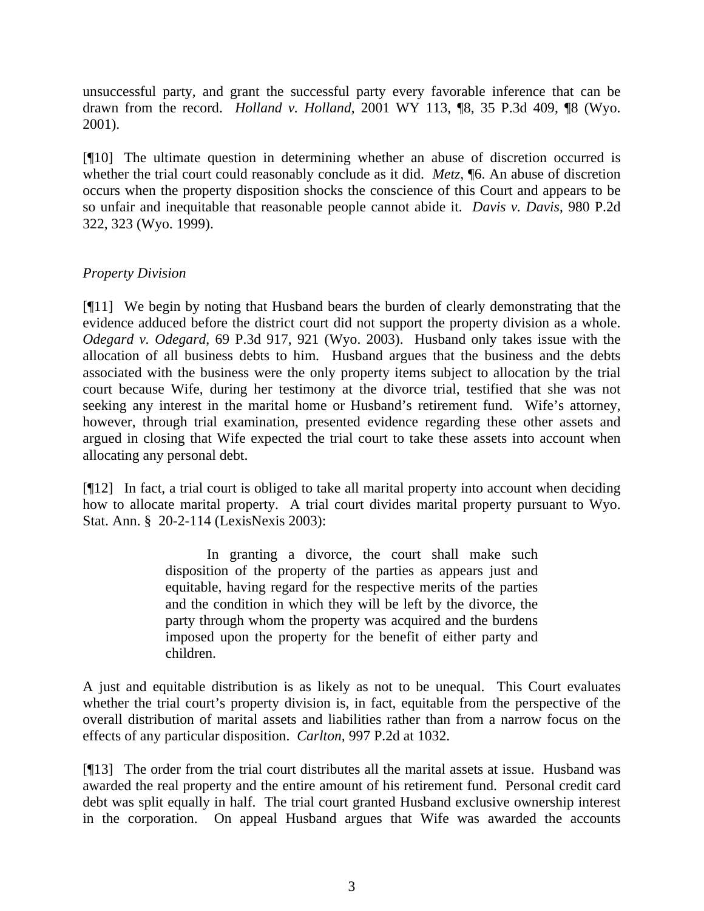unsuccessful party, and grant the successful party every favorable inference that can be drawn from the record. *Holland v. Holland*, 2001 WY 113, ¶8, 35 P.3d 409, ¶8 (Wyo. 2001).

[¶10] The ultimate question in determining whether an abuse of discretion occurred is whether the trial court could reasonably conclude as it did. *Metz*, ¶6. An abuse of discretion occurs when the property disposition shocks the conscience of this Court and appears to be so unfair and inequitable that reasonable people cannot abide it. *Davis v. Davis*, 980 P.2d 322, 323 (Wyo. 1999).

*Property Division*

[¶11] We begin by noting that Husband bears the burden of clearly demonstrating that the evidence adduced before the district court did not support the property division as a whole. *Odegard v. Odegard*, 69 P.3d 917, 921 (Wyo. 2003). Husband only takes issue with the allocation of all business debts to him. Husband argues that the business and the debts associated with the business were the only property items subject to allocation by the trial court because Wife, during her testimony at the divorce trial, testified that she was not seeking any interest in the marital home or Husband's retirement fund. Wife's attorney, however, through trial examination, presented evidence regarding these other assets and argued in closing that Wife expected the trial court to take these assets into account when allocating any personal debt.

[¶12] In fact, a trial court is obliged to take all marital property into account when deciding how to allocate marital property. A trial court divides marital property pursuant to Wyo. Stat. Ann. § 20-2-114 (LexisNexis 2003):

> In granting a divorce, the court shall make such disposition of the property of the parties as appears just and equitable, having regard for the respective merits of the parties and the condition in which they will be left by the divorce, the party through whom the property was acquired and the burdens imposed upon the property for the benefit of either party and children.

A just and equitable distribution is as likely as not to be unequal. This Court evaluates whether the trial court's property division is, in fact, equitable from the perspective of the overall distribution of marital assets and liabilities rather than from a narrow focus on the effects of any particular disposition. *Carlton*, 997 P.2d at 1032.

[¶13] The order from the trial court distributes all the marital assets at issue. Husband was awarded the real property and the entire amount of his retirement fund. Personal credit card debt was split equally in half. The trial court granted Husband exclusive ownership interest in the corporation. On appeal Husband argues that Wife was awarded the accounts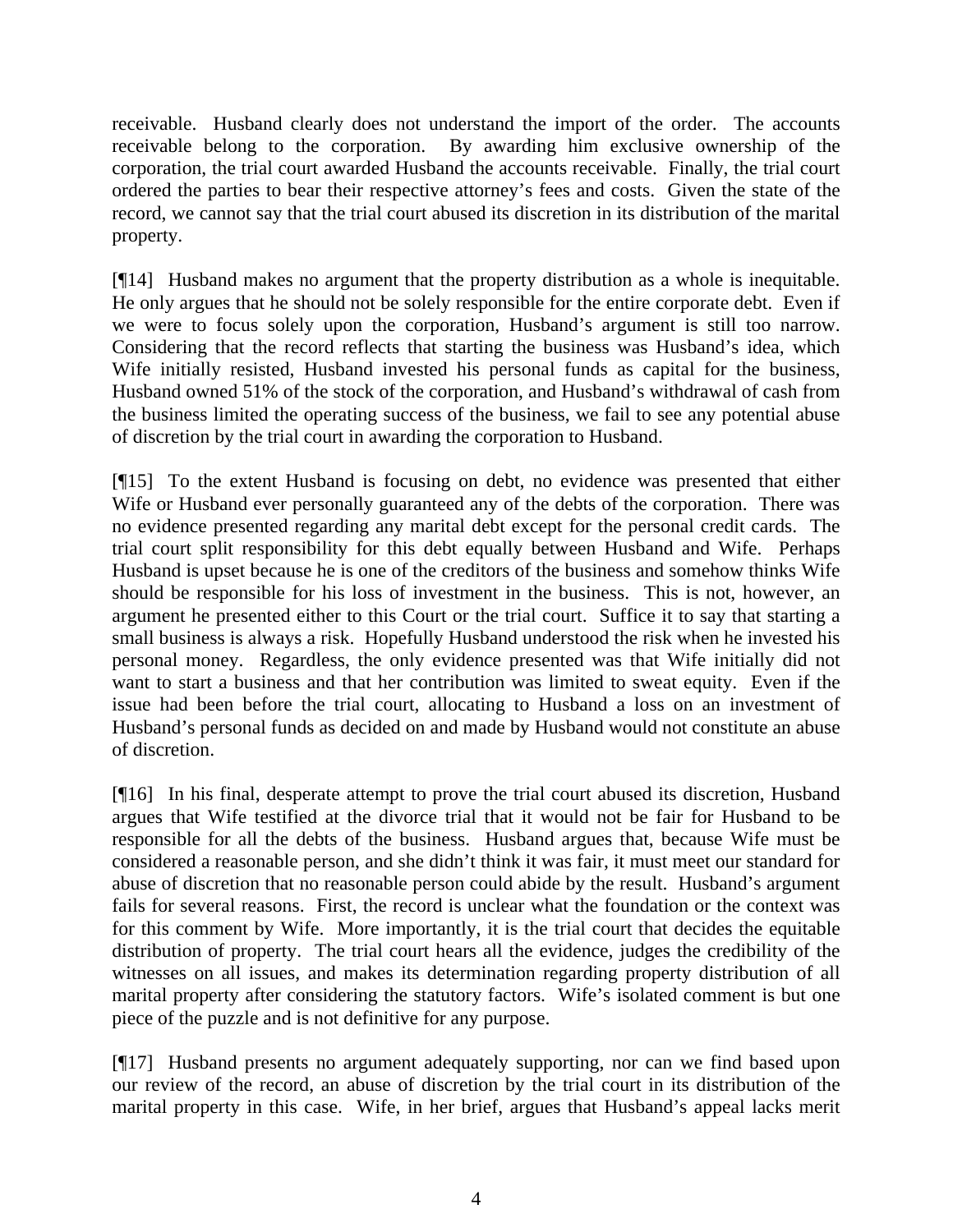receivable. Husband clearly does not understand the import of the order. The accounts receivable belong to the corporation. By awarding him exclusive ownership of the corporation, the trial court awarded Husband the accounts receivable. Finally, the trial court ordered the parties to bear their respective attorney's fees and costs. Given the state of the record, we cannot say that the trial court abused its discretion in its distribution of the marital property.

[¶14] Husband makes no argument that the property distribution as a whole is inequitable. He only argues that he should not be solely responsible for the entire corporate debt. Even if we were to focus solely upon the corporation, Husband's argument is still too narrow. Considering that the record reflects that starting the business was Husband's idea, which Wife initially resisted, Husband invested his personal funds as capital for the business, Husband owned 51% of the stock of the corporation, and Husband's withdrawal of cash from the business limited the operating success of the business, we fail to see any potential abuse of discretion by the trial court in awarding the corporation to Husband.

[¶15] To the extent Husband is focusing on debt, no evidence was presented that either Wife or Husband ever personally guaranteed any of the debts of the corporation. There was no evidence presented regarding any marital debt except for the personal credit cards. The trial court split responsibility for this debt equally between Husband and Wife. Perhaps Husband is upset because he is one of the creditors of the business and somehow thinks Wife should be responsible for his loss of investment in the business. This is not, however, an argument he presented either to this Court or the trial court. Suffice it to say that starting a small business is always a risk. Hopefully Husband understood the risk when he invested his personal money. Regardless, the only evidence presented was that Wife initially did not want to start a business and that her contribution was limited to sweat equity. Even if the issue had been before the trial court, allocating to Husband a loss on an investment of Husband's personal funds as decided on and made by Husband would not constitute an abuse of discretion.

[¶16] In his final, desperate attempt to prove the trial court abused its discretion, Husband argues that Wife testified at the divorce trial that it would not be fair for Husband to be responsible for all the debts of the business. Husband argues that, because Wife must be considered a reasonable person, and she didn't think it was fair, it must meet our standard for abuse of discretion that no reasonable person could abide by the result. Husband's argument fails for several reasons. First, the record is unclear what the foundation or the context was for this comment by Wife. More importantly, it is the trial court that decides the equitable distribution of property. The trial court hears all the evidence, judges the credibility of the witnesses on all issues, and makes its determination regarding property distribution of all marital property after considering the statutory factors. Wife's isolated comment is but one piece of the puzzle and is not definitive for any purpose.

[¶17] Husband presents no argument adequately supporting, nor can we find based upon our review of the record, an abuse of discretion by the trial court in its distribution of the marital property in this case. Wife, in her brief, argues that Husband's appeal lacks merit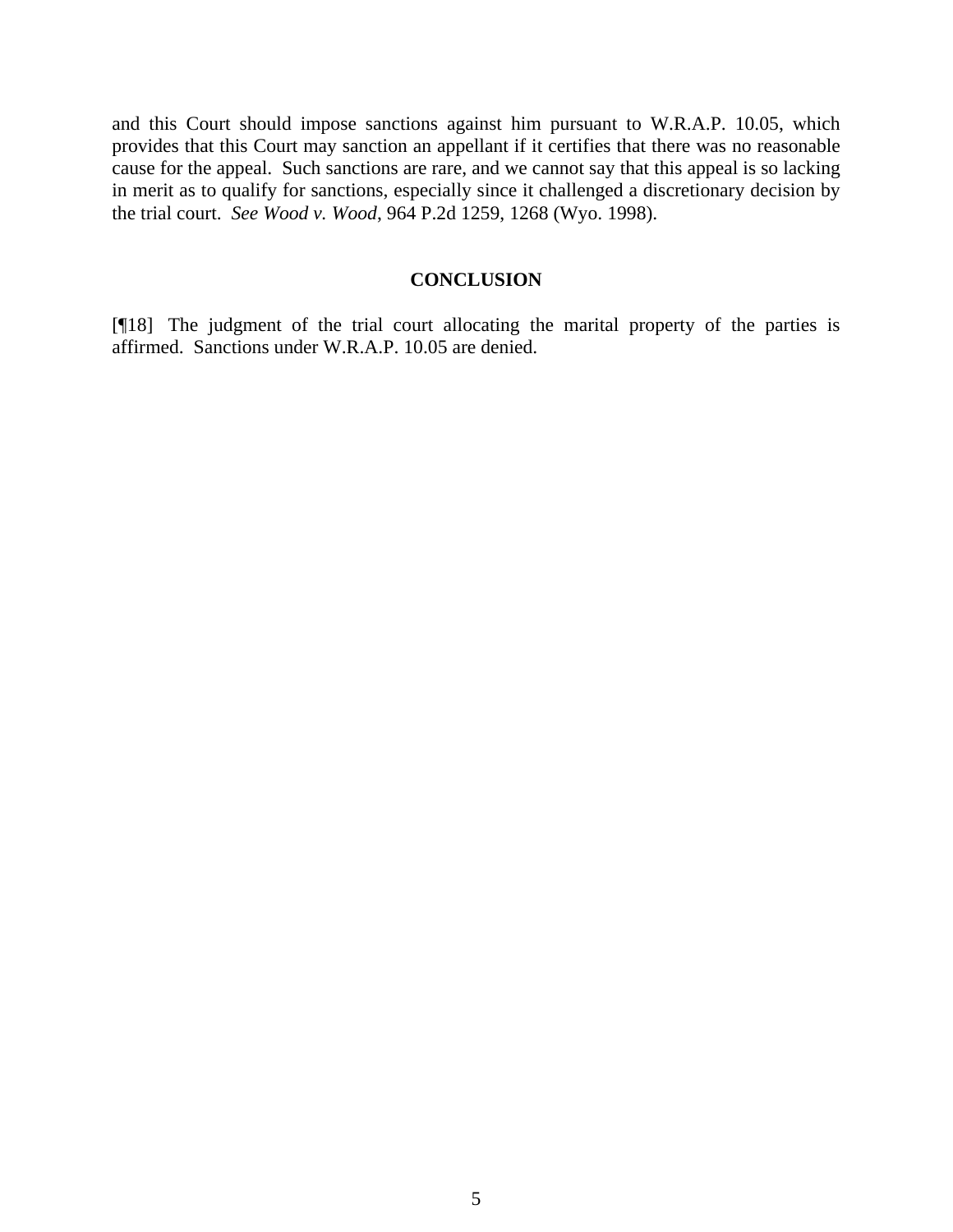and this Court should impose sanctions against him pursuant to W.R.A.P. 10.05, which provides that this Court may sanction an appellant if it certifies that there was no reasonable cause for the appeal. Such sanctions are rare, and we cannot say that this appeal is so lacking in merit as to qualify for sanctions, especially since it challenged a discretionary decision by the trial court. *See Wood v. Wood*, 964 P.2d 1259, 1268 (Wyo. 1998).

## CONCLUSION

[¶18] The judgment of the trial court allocating the marital property of the parties is affirmed. Sanctions under W.R.A.P. 10.05 are denied.